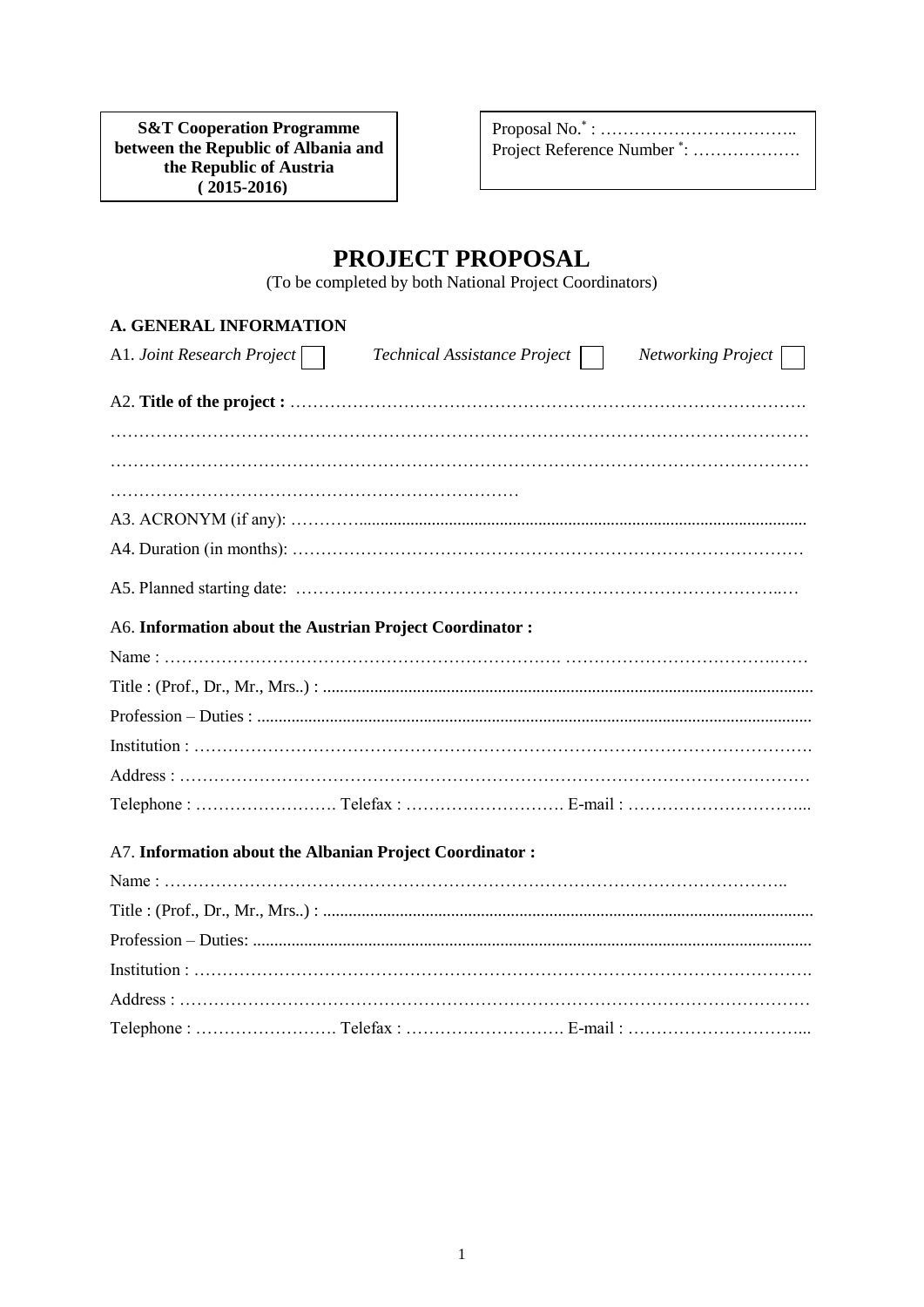**S&T Cooperation Programme between the Republic of Albania and the Republic of Austria ( 2015-2016)**

Proposal No.* : ……………………………..
Project Reference Number *: ……………….

# PROJECT PROPOSAL

(To be completed by both National Project Coordinators)

## A. GENERAL INFORMATION

A1. *Joint Research Project* ☐ *Technical Assistance Project* ☐ *Networking Project* ☐

A2. **Title of the project :** …………………………………………………………………………….
…………………………………………………………………………………………………………
…………………………………………………………………………………………………………
………………………………………………………………

A3. ACRONYM (if any): …………........................................................................................................

A4. Duration (in months): ………………………………………………………………………………

A5. Planned starting date: ……………………………………………………………………..…

A6. **Information about the Austrian Project Coordinator :**

Name : ……………………………………………………………. ………………………………..……

Title : (Prof., Dr., Mr., Mrs..) : ..................................................................................................................

Profession – Duties : ..................................................................................................................

Institution : ……………………………………………………………………………………………….

Address : …………………………………………………………………………………………………

Telephone : ……………………. Telefax : ………………………. E-mail : …………………………...

A7. **Information about the Albanian Project Coordinator :**

Name : ………………………………………………………………………………………………..

Title : (Prof., Dr., Mr., Mrs..) : ..................................................................................................................

Profession – Duties: ..................................................................................................................

Institution : ……………………………………………………………………………………………….

Address : …………………………………………………………………………………………………

Telephone : ……………………. Telefax : ………………………. E-mail : …………………………...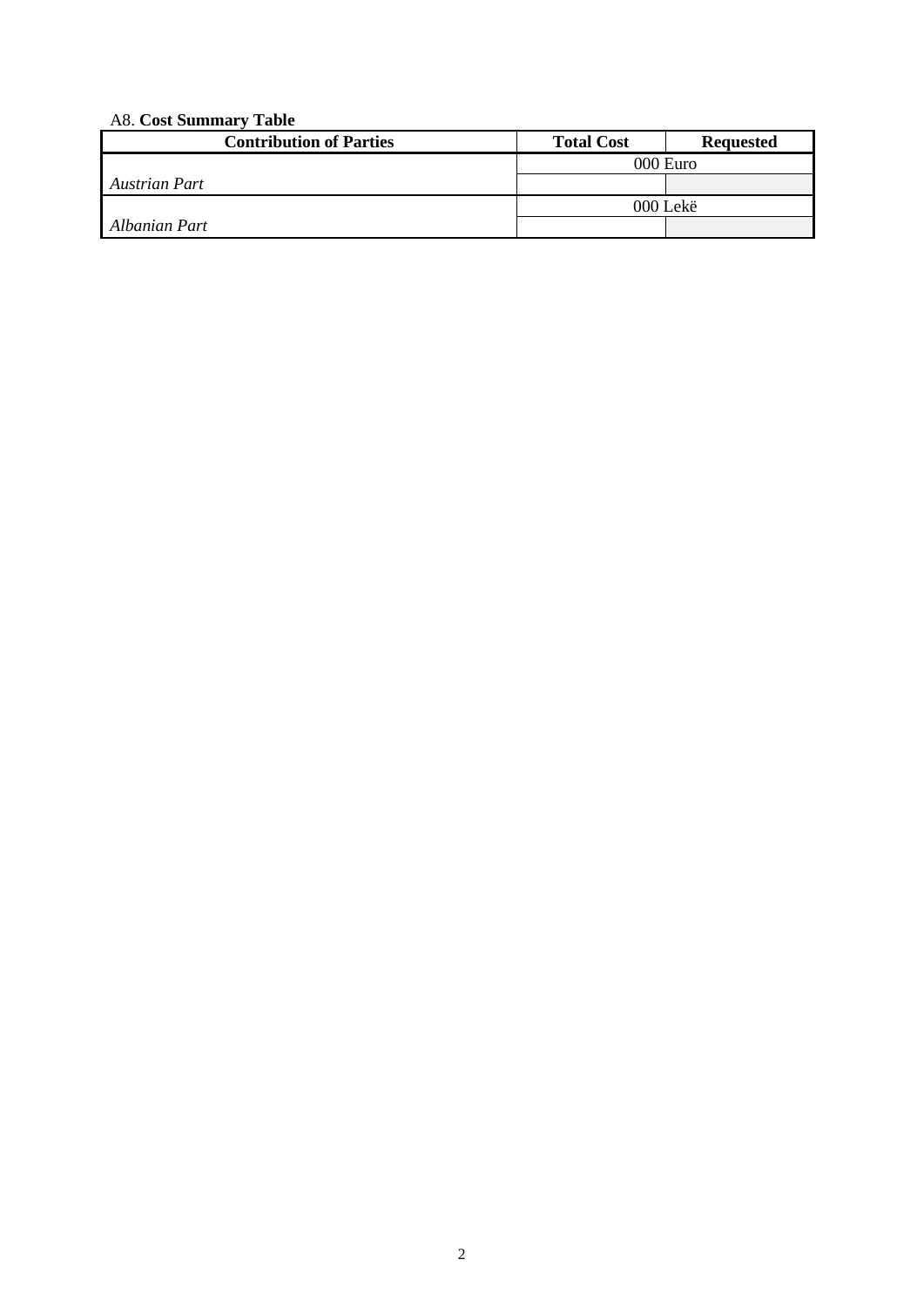A8. **Cost Summary Table**

| **Contribution of Parties** | **Total Cost** | **Requested** |
|---|---|---|
| | 000 Euro | |
| *Austrian Part* | | |
| | 000 Lekë | |
| *Albanian Part* | | |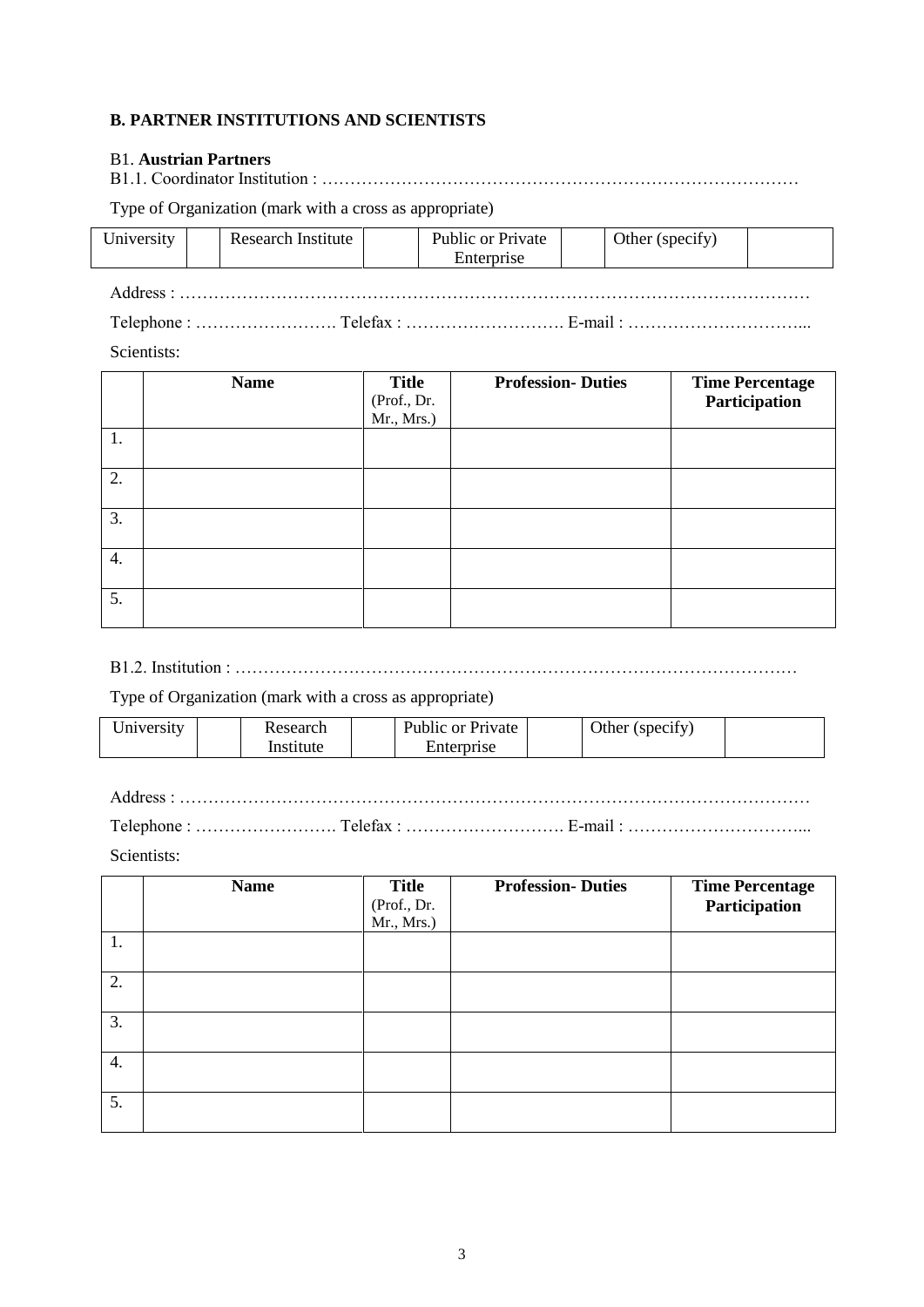**B. PARTNER INSTITUTIONS AND SCIENTISTS**

B1. **Austrian Partners**

B1.1. Coordinator Institution : ……………………………………………………………………………

Type of Organization (mark with a cross as appropriate)

| University | | Research Institute | | Public or Private Enterprise | | Other (specify) | |
|---|---|---|---|---|---|---|---|

Address : …………………………………………………………………………………………………

Telephone : ……………………. Telefax : ………………………. E-mail : …………………………...

Scientists:

| | Name | Title (Prof., Dr. Mr., Mrs.) | Profession- Duties | Time Percentage Participation |
|---|---|---|---|---|
| 1. | | | | |
| 2. | | | | |
| 3. | | | | |
| 4. | | | | |
| 5. | | | | |

B1.2. Institution : ………………………………………………………………………………………

Type of Organization (mark with a cross as appropriate)

| University | | Research Institute | | Public or Private Enterprise | | Other (specify) | |
|---|---|---|---|---|---|---|---|

Address : …………………………………………………………………………………………………

Telephone : ……………………. Telefax : ………………………. E-mail : …………………………...

Scientists:

| | Name | Title (Prof., Dr. Mr., Mrs.) | Profession- Duties | Time Percentage Participation |
|---|---|---|---|---|
| 1. | | | | |
| 2. | | | | |
| 3. | | | | |
| 4. | | | | |
| 5. | | | | |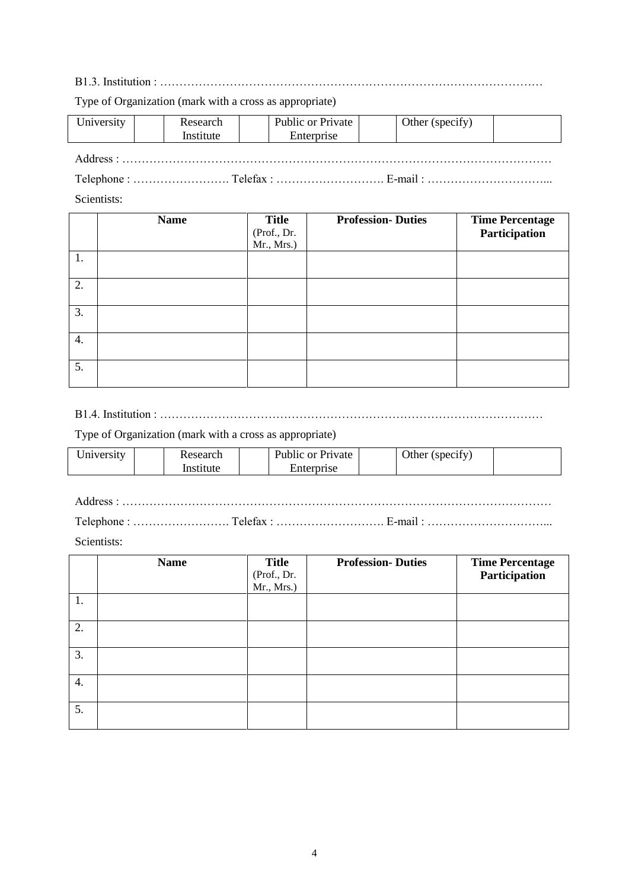B1.3. Institution : ………………………………………………………………………………………

Type of Organization (mark with a cross as appropriate)

| University | | Research Institute | | Public or Private Enterprise | | Other (specify) | |
|---|---|---|---|---|---|---|---|

Address : ……………………………………………………………………………………………………

Telephone : ……………………. Telefax : ………………………. E-mail : …………………………...

Scientists:

| | **Name** | **Title** (Prof., Dr. Mr., Mrs.) | **Profession- Duties** | **Time Percentage Participation** |
|---|---|---|---|---|
| 1. | | | | |
| 2. | | | | |
| 3. | | | | |
| 4. | | | | |
| 5. | | | | |

B1.4. Institution : ………………………………………………………………………………………

Type of Organization (mark with a cross as appropriate)

| University | | Research Institute | | Public or Private Enterprise | | Other (specify) | |
|---|---|---|---|---|---|---|---|

Address : ……………………………………………………………………………………………………

Telephone : ……………………. Telefax : ………………………. E-mail : …………………………...

Scientists:

| | **Name** | **Title** (Prof., Dr. Mr., Mrs.) | **Profession- Duties** | **Time Percentage Participation** |
|---|---|---|---|---|
| 1. | | | | |
| 2. | | | | |
| 3. | | | | |
| 4. | | | | |
| 5. | | | | |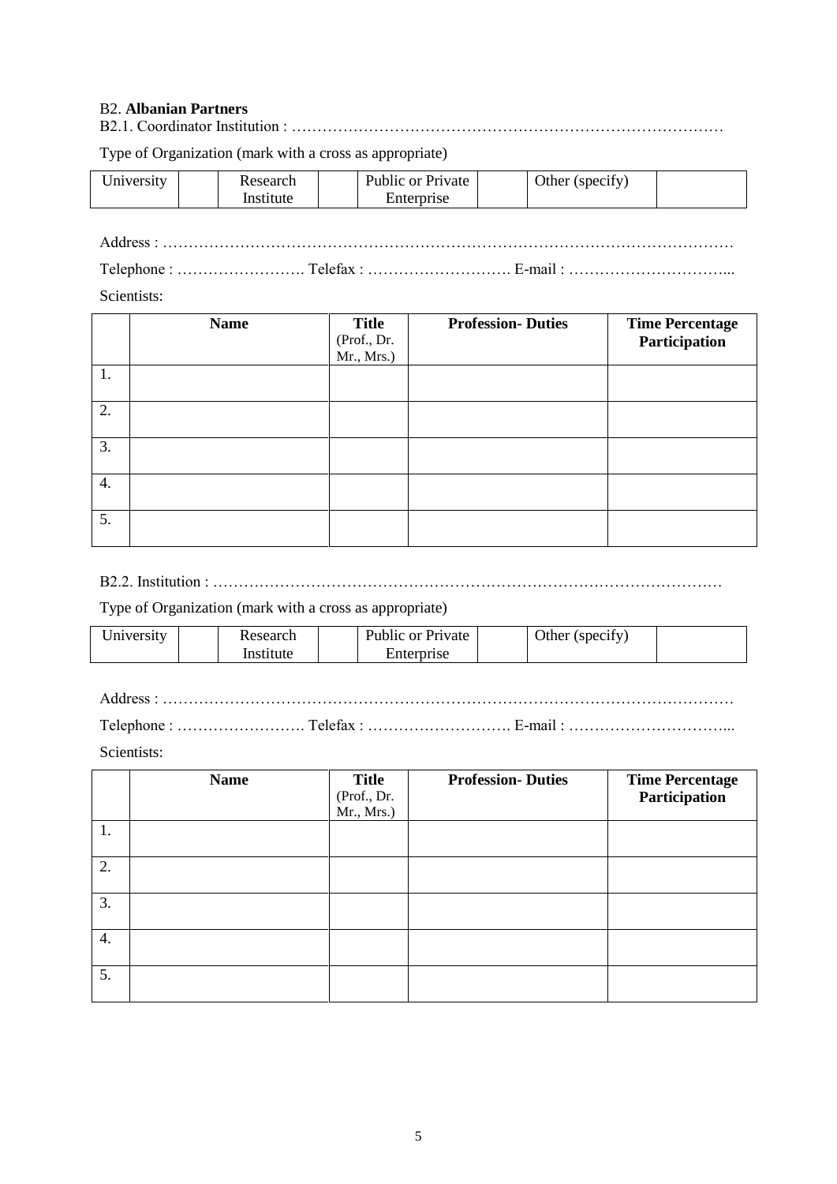B2. **Albanian Partners**

B2.1. Coordinator Institution : …………………………………………………………………………

Type of Organization (mark with a cross as appropriate)

| University | | Research Institute | | Public or Private Enterprise | | Other (specify) | |
|---|---|---|---|---|---|---|---|

Address : …………………………………………………………………………………………………

Telephone : ……………………. Telefax : ………………………. E-mail : …………………………...

Scientists:

| | **Name** | **Title** (Prof., Dr. Mr., Mrs.) | **Profession- Duties** | **Time Percentage Participation** |
|---|---|---|---|---|
| 1. | | | | |
| 2. | | | | |
| 3. | | | | |
| 4. | | | | |
| 5. | | | | |

B2.2. Institution : ………………………………………………………………………………………

Type of Organization (mark with a cross as appropriate)

| University | | Research Institute | | Public or Private Enterprise | | Other (specify) | |
|---|---|---|---|---|---|---|---|

Address : …………………………………………………………………………………………………

Telephone : ……………………. Telefax : ………………………. E-mail : …………………………...

Scientists:

| | **Name** | **Title** (Prof., Dr. Mr., Mrs.) | **Profession- Duties** | **Time Percentage Participation** |
|---|---|---|---|---|
| 1. | | | | |
| 2. | | | | |
| 3. | | | | |
| 4. | | | | |
| 5. | | | | |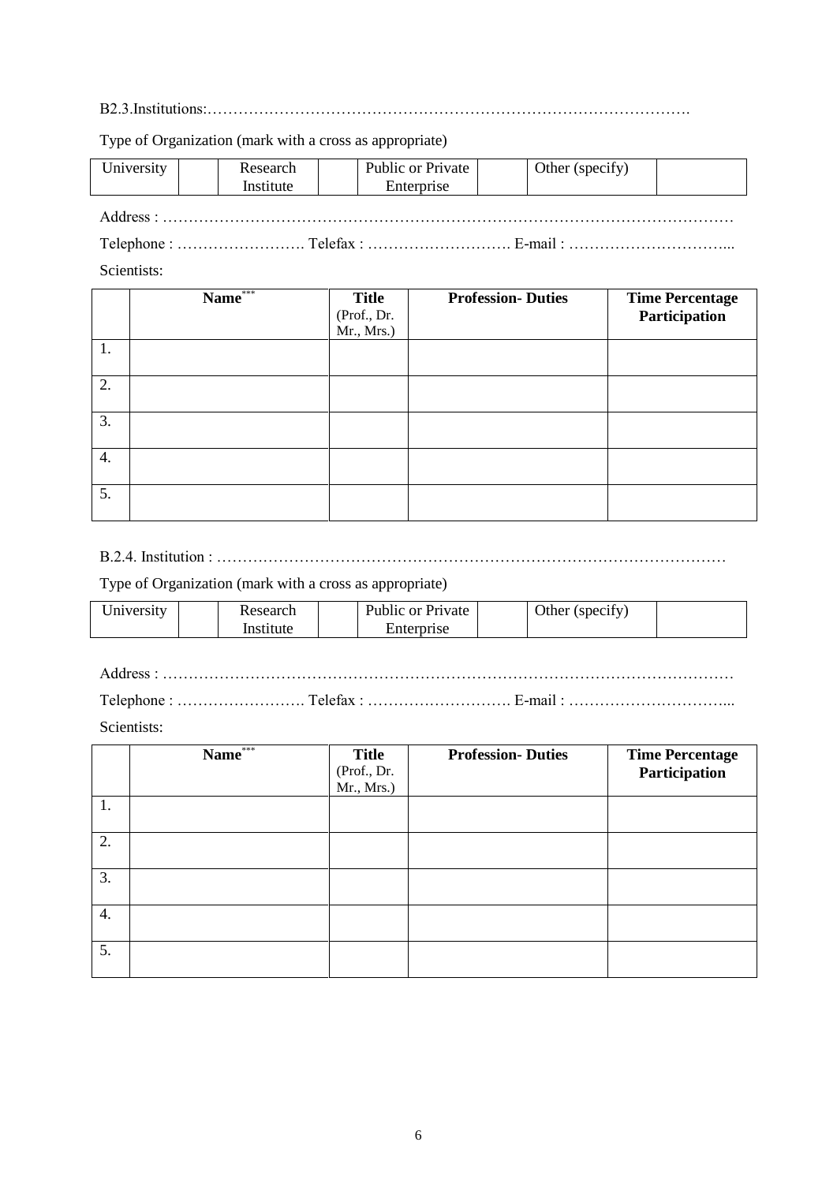B2.3.Institutions:…………………………………………………………………………………….

Type of Organization (mark with a cross as appropriate)

| University | | Research Institute | | Public or Private Enterprise | | Other (specify) | |
|---|---|---|---|---|---|---|---|

Address : …………………………………………………………………………………………………

Telephone : ……………………. Telefax : ………………………. E-mail : …………………………...

Scientists:

| | Name*** | Title (Prof., Dr. Mr., Mrs.) | Profession- Duties | Time Percentage Participation |
|---|---|---|---|---|
| 1. | | | | |
| 2. | | | | |
| 3. | | | | |
| 4. | | | | |
| 5. | | | | |

B.2.4. Institution : …………………………………………………………………………………………

Type of Organization (mark with a cross as appropriate)

| University | | Research Institute | | Public or Private Enterprise | | Other (specify) | |
|---|---|---|---|---|---|---|---|

Address : …………………………………………………………………………………………………

Telephone : ……………………. Telefax : ………………………. E-mail : …………………………...

Scientists:

| | Name*** | Title (Prof., Dr. Mr., Mrs.) | Profession- Duties | Time Percentage Participation |
|---|---|---|---|---|
| 1. | | | | |
| 2. | | | | |
| 3. | | | | |
| 4. | | | | |
| 5. | | | | |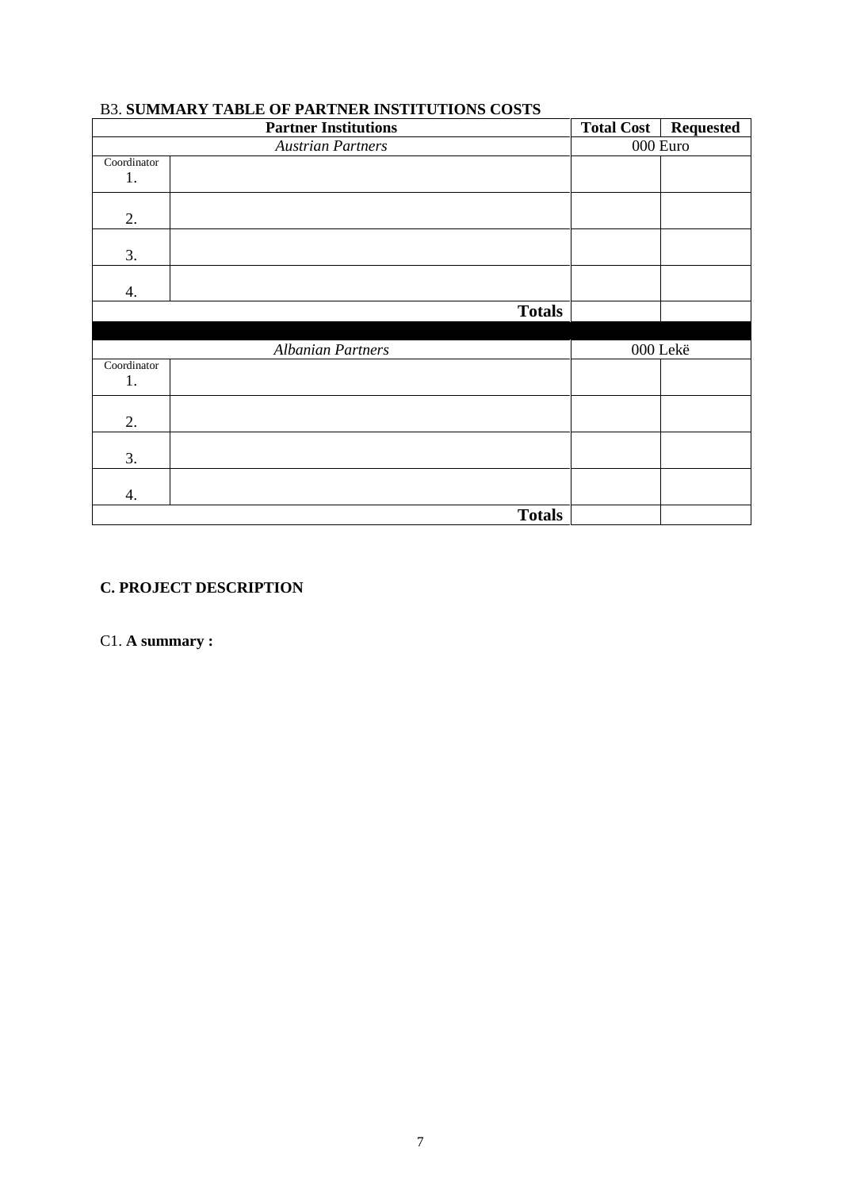B3. **SUMMARY TABLE OF PARTNER INSTITUTIONS COSTS**

| Partner Institutions | | Total Cost | Requested |
|---|---|---|---|
| *Austrian Partners* | | 000 Euro | |
| Coordinator 1. | | | |
| 2. | | | |
| 3. | | | |
| 4. | | | |
| | **Totals** | | |
| | | | |
| *Albanian Partners* | | 000 Lekë | |
| Coordinator 1. | | | |
| 2. | | | |
| 3. | | | |
| 4. | | | |
| | **Totals** | | |

## C. PROJECT DESCRIPTION

C1. **A summary :**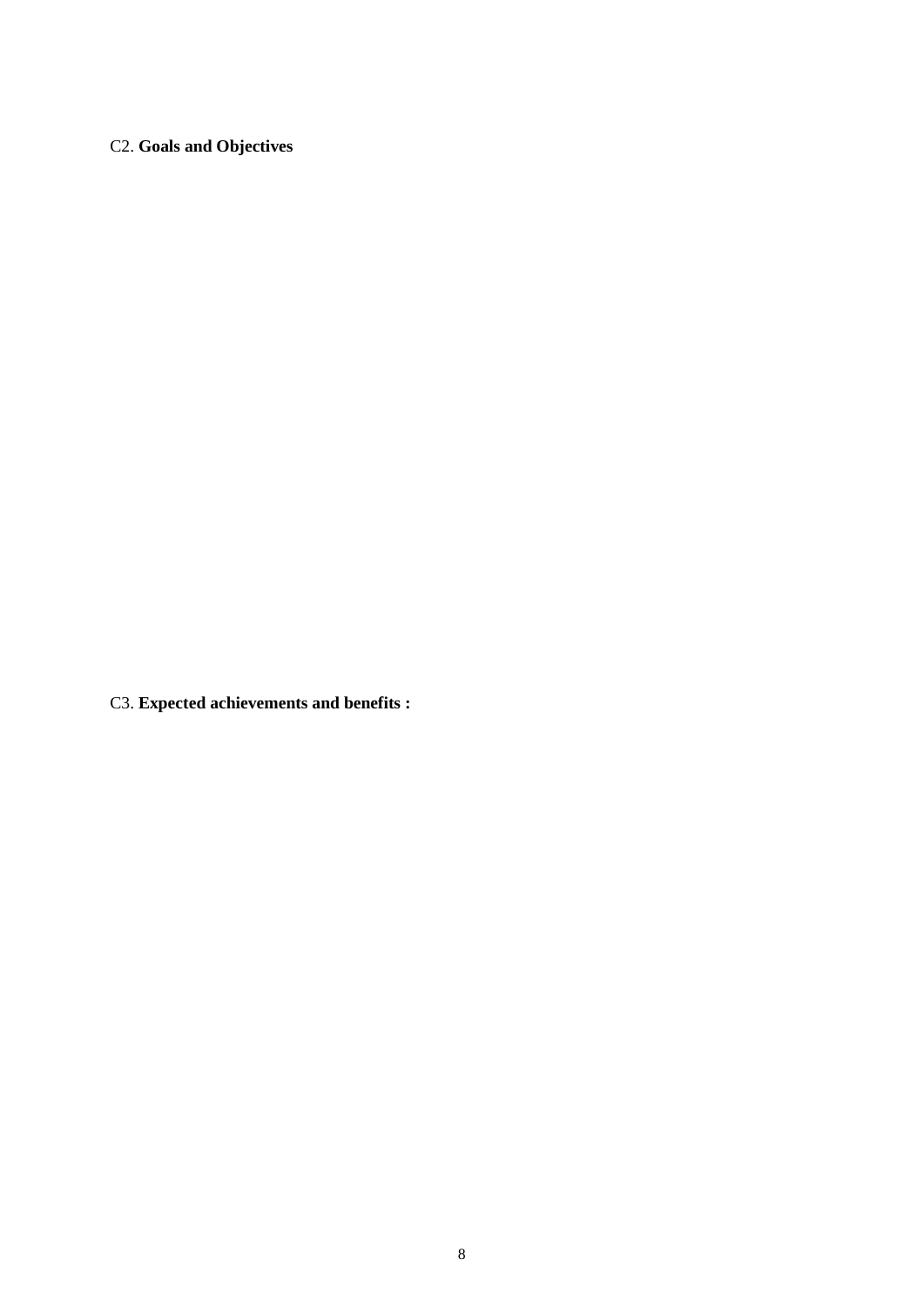C2. **Goals and Objectives**

C3. **Expected achievements and benefits :**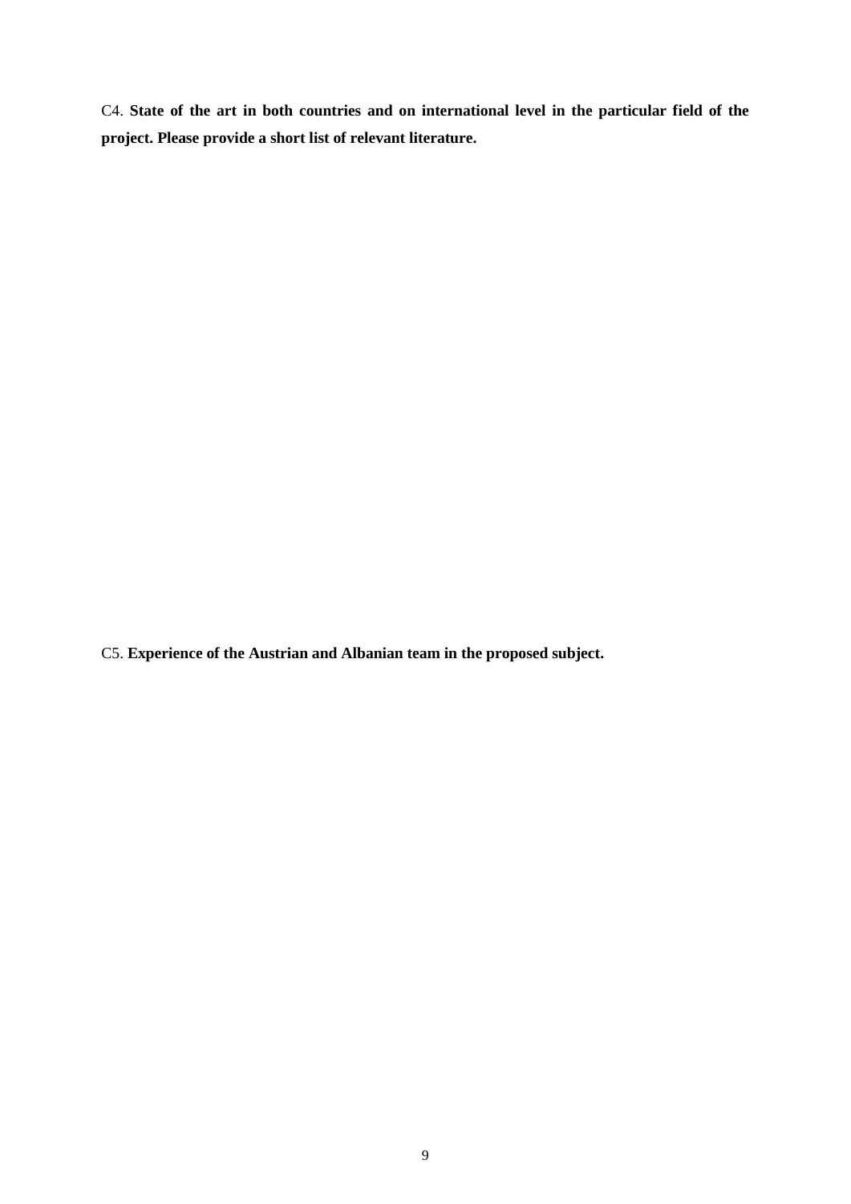C4. **State of the art in both countries and on international level in the particular field of the project. Please provide a short list of relevant literature.**

C5. **Experience of the Austrian and Albanian team in the proposed subject.**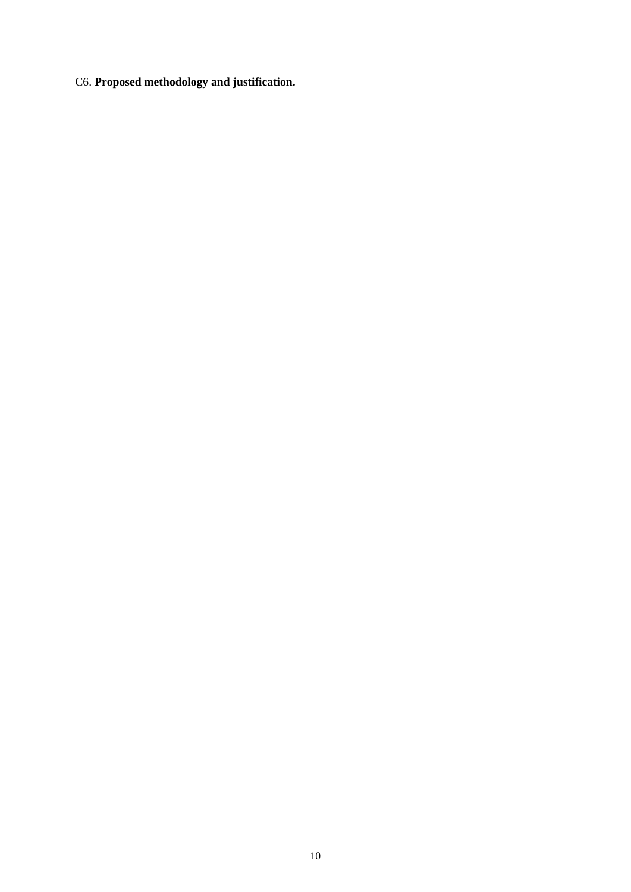C6. **Proposed methodology and justification.**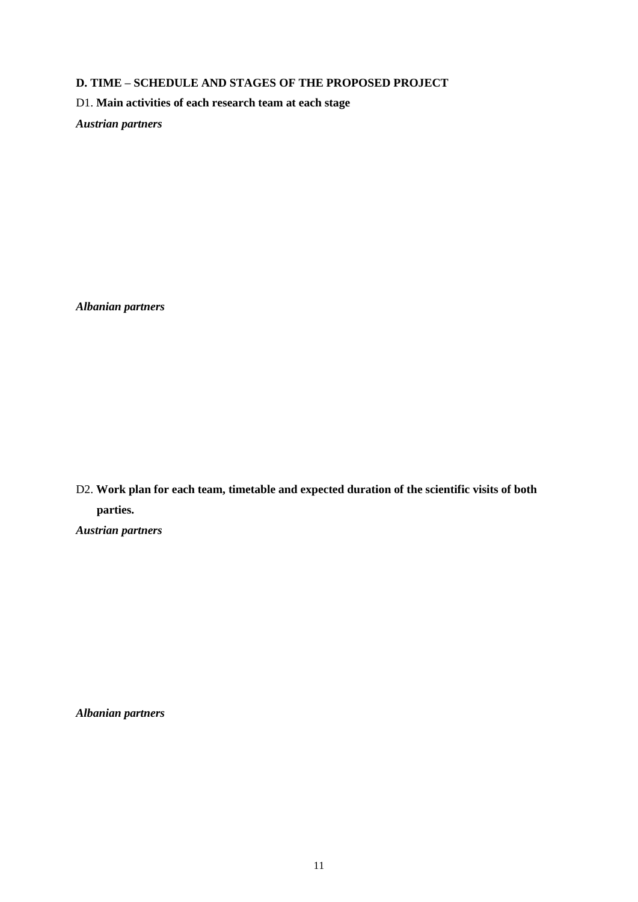**D. TIME – SCHEDULE AND STAGES OF THE PROPOSED PROJECT**

D1. **Main activities of each research team at each stage**

***Austrian partners***

***Albanian partners***

D2. **Work plan for each team, timetable and expected duration of the scientific visits of both parties.**

***Austrian partners***

***Albanian partners***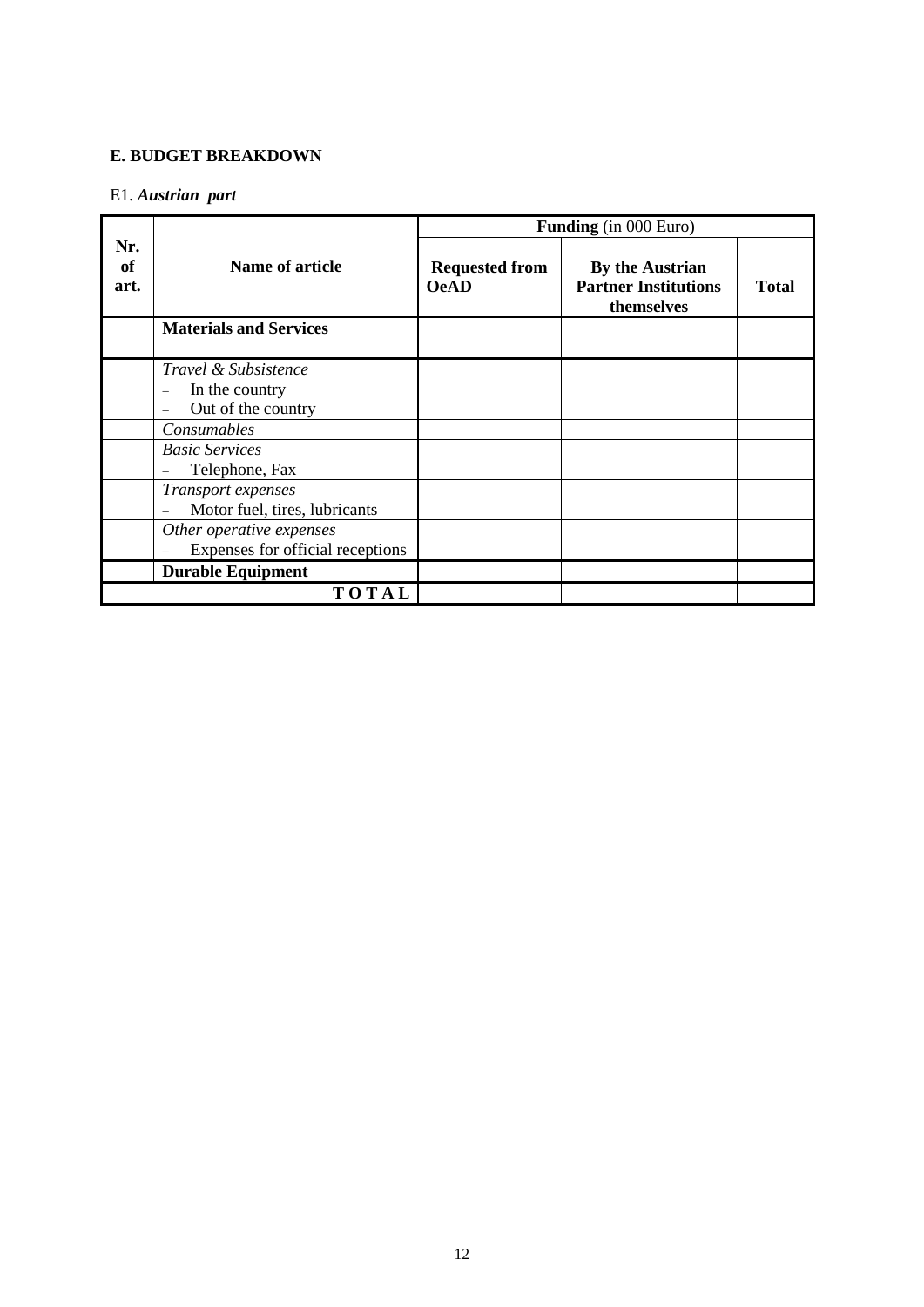## E. BUDGET BREAKDOWN

E1. ***Austrian part***

| Nr. of art. | Name of article | **Funding** (in 000 Euro) | | |
|---|---|---|---|---|
| | | **Requested from OeAD** | **By the Austrian Partner Institutions themselves** | **Total** |
| | **Materials and Services** | | | |
| | *Travel & Subsistence*<br>– In the country<br>– Out of the country | | | |
| | *Consumables* | | | |
| | *Basic Services*<br>– Telephone, Fax | | | |
| | *Transport expenses*<br>– Motor fuel, tires, lubricants | | | |
| | *Other operative expenses*<br>– Expenses for official receptions | | | |
| | **Durable Equipment** | | | |
| | **T O T A L** | | | |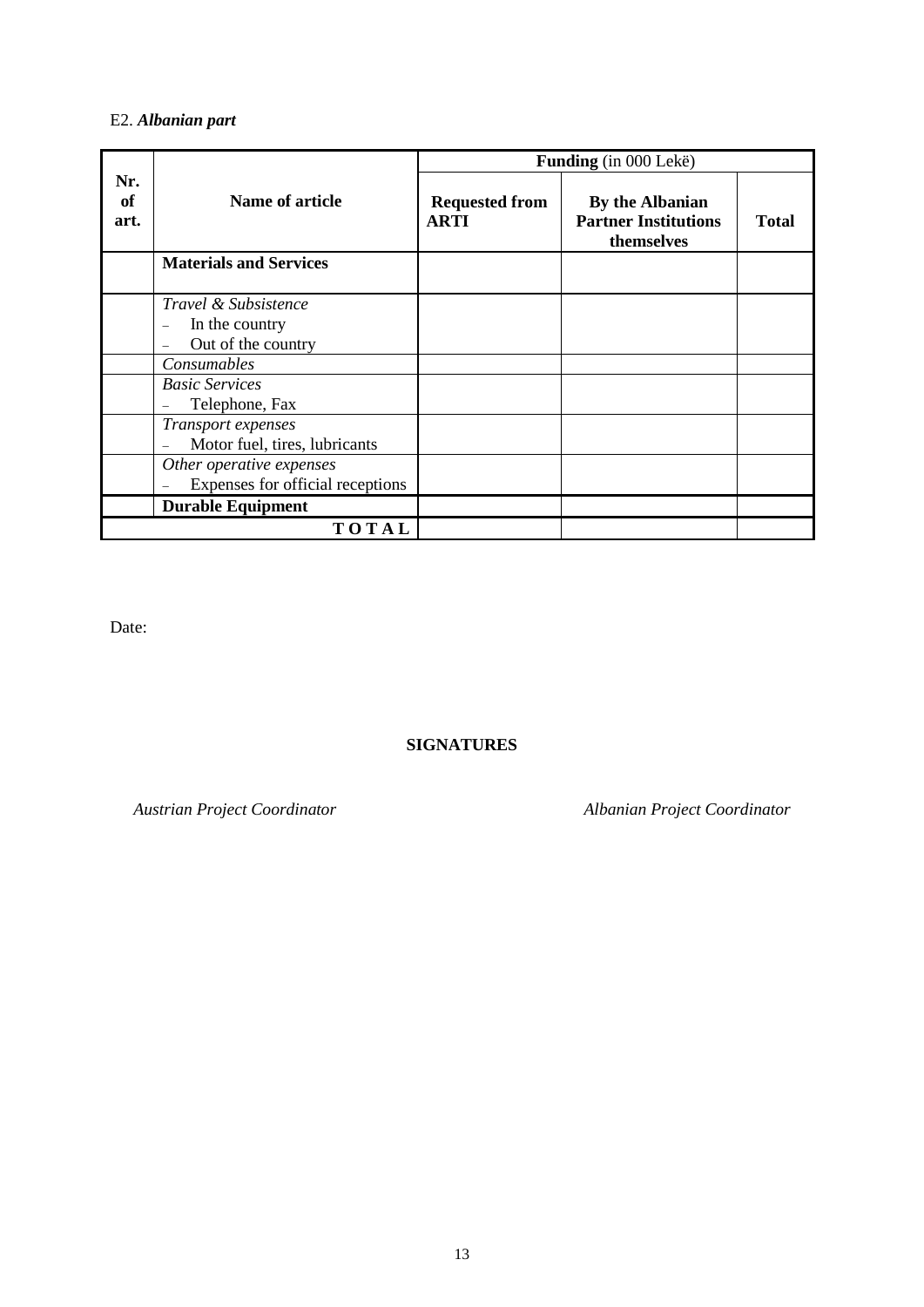E2. ***Albanian part***

| Nr. of art. | Name of article | Funding (in 000 Lekë) | | |
|---|---|---|---|---|
| | | **Requested from ARTI** | **By the Albanian Partner Institutions themselves** | **Total** |
| | **Materials and Services** | | | |
| | *Travel & Subsistence*<br>– In the country<br>– Out of the country | | | |
| | *Consumables* | | | |
| | *Basic Services*<br>– Telephone, Fax | | | |
| | *Transport expenses*<br>– Motor fuel, tires, lubricants | | | |
| | *Other operative expenses*<br>– Expenses for official receptions | | | |
| | **Durable Equipment** | | | |
| | **T O T A L** | | | |

Date:

**SIGNATURES**

*Austrian Project Coordinator*

*Albanian Project Coordinator*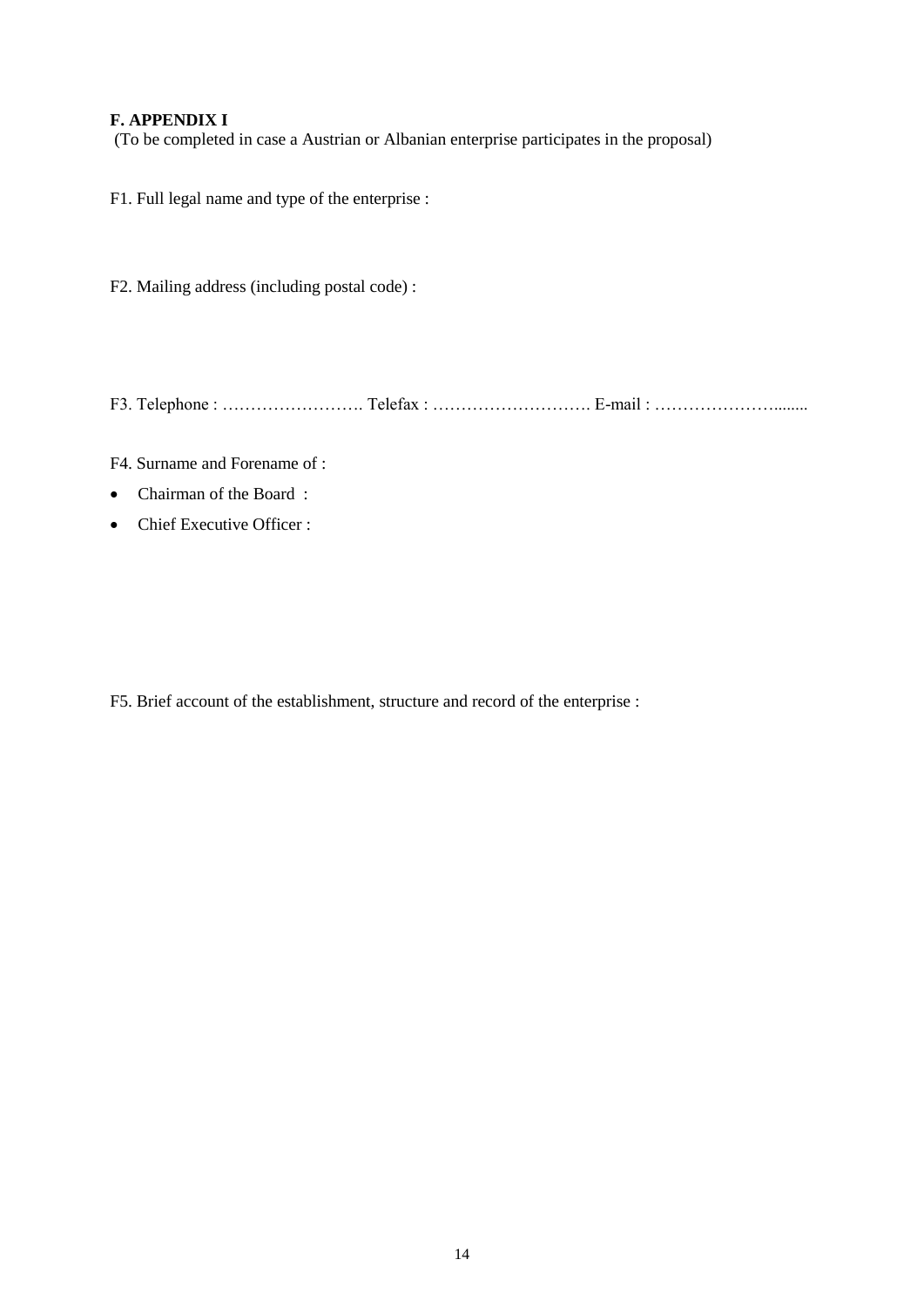**F. APPENDIX I**

(To be completed in case a Austrian or Albanian enterprise participates in the proposal)

F1. Full legal name and type of the enterprise :

F2. Mailing address (including postal code) :

F3. Telephone : ……………………. Telefax : ………………………. E-mail : …………………........

F4. Surname and Forename of :

- Chairman of the Board :
- Chief Executive Officer :

F5. Brief account of the establishment, structure and record of the enterprise :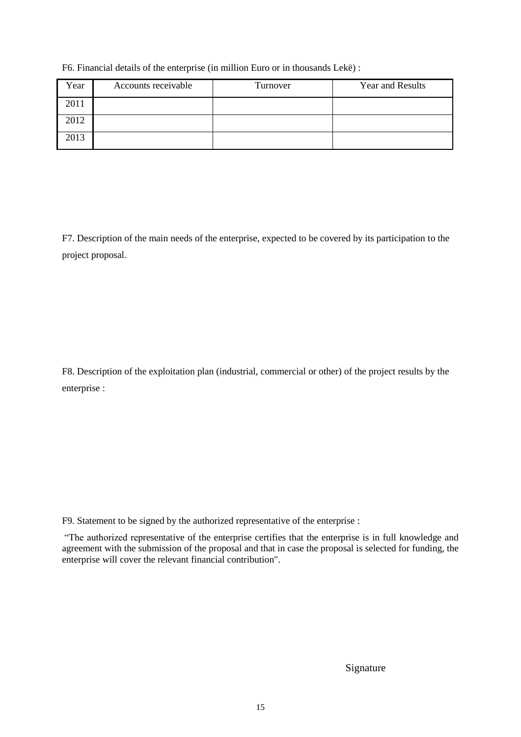F6. Financial details of the enterprise (in million Euro or in thousands Lekë) :

| Year | Accounts receivable | Turnover | Year and Results |
|---|---|---|---|
| 2011 | | | |
| 2012 | | | |
| 2013 | | | |

F7. Description of the main needs of the enterprise, expected to be covered by its participation to the project proposal.

F8. Description of the exploitation plan (industrial, commercial or other) of the project results by the enterprise :

F9. Statement to be signed by the authorized representative of the enterprise :

"The authorized representative of the enterprise certifies that the enterprise is in full knowledge and agreement with the submission of the proposal and that in case the proposal is selected for funding, the enterprise will cover the relevant financial contribution".

Signature